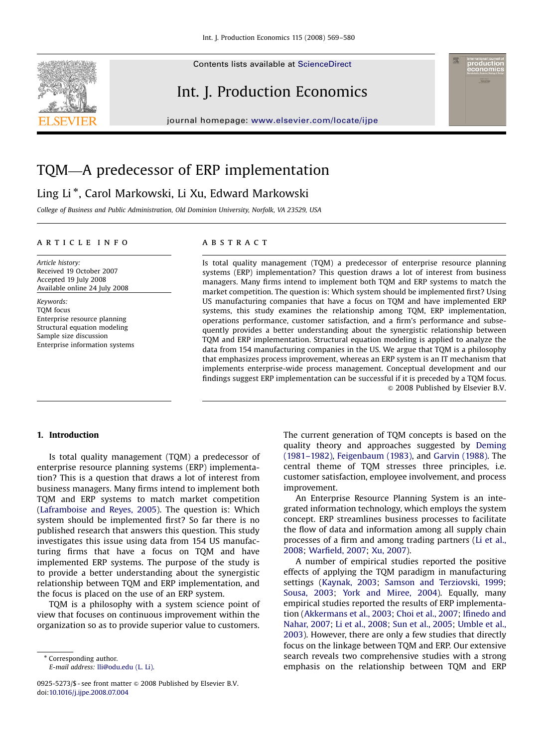# TQM—A predecessor of ERP implementation

Ling Li *, Carol Markowski, Li Xu, Edward Markowski

*College of Business and Public Administration, Old Dominion University, Norfolk, VA 23529, USA*

## ARTICLE INFO

*Article history:*
Received 19 October 2007
Accepted 19 July 2008
Available online 24 July 2008

*Keywords:*
TQM focus
Enterprise resource planning
Structural equation modeling
Sample size discussion
Enterprise information systems

## ABSTRACT

Is total quality management (TQM) a predecessor of enterprise resource planning systems (ERP) implementation? This question draws a lot of interest from business managers. Many firms intend to implement both TQM and ERP systems to match the market competition. The question is: Which system should be implemented first? Using US manufacturing companies that have a focus on TQM and have implemented ERP systems, this study examines the relationship among TQM, ERP implementation, operations performance, customer satisfaction, and a firm's performance and subsequently provides a better understanding about the synergistic relationship between TQM and ERP implementation. Structural equation modeling is applied to analyze the data from 154 manufacturing companies in the US. We argue that TQM is a philosophy that emphasizes process improvement, whereas an ERP system is an IT mechanism that implements enterprise-wide process management. Conceptual development and our findings suggest ERP implementation can be successful if it is preceded by a TQM focus.

© 2008 Published by Elsevier B.V.

## 1. Introduction

Is total quality management (TQM) a predecessor of enterprise resource planning systems (ERP) implementation? This is a question that draws a lot of interest from business managers. Many firms intend to implement both TQM and ERP systems to match market competition (Laframboise and Reyes, 2005). The question is: Which system should be implemented first? So far there is no published research that answers this question. This study investigates this issue using data from 154 US manufacturing firms that have a focus on TQM and have implemented ERP systems. The purpose of the study is to provide a better understanding about the synergistic relationship between TQM and ERP implementation, and the focus is placed on the use of an ERP system.

TQM is a philosophy with a system science point of view that focuses on continuous improvement within the organization so as to provide superior value to customers. The current generation of TQM concepts is based on the quality theory and approaches suggested by Deming (1981–1982), Feigenbaum (1983), and Garvin (1988). The central theme of TQM stresses three principles, i.e. customer satisfaction, employee involvement, and process improvement.

An Enterprise Resource Planning System is an integrated information technology, which employs the system concept. ERP streamlines business processes to facilitate the flow of data and information among all supply chain processes of a firm and among trading partners (Li et al., 2008; Warfield, 2007; Xu, 2007).

A number of empirical studies reported the positive effects of applying the TQM paradigm in manufacturing settings (Kaynak, 2003; Samson and Terziovski, 1999; Sousa, 2003; York and Miree, 2004). Equally, many empirical studies reported the results of ERP implementation (Akkermans et al., 2003; Choi et al., 2007; Ifinedo and Nahar, 2007; Li et al., 2008; Sun et al., 2005; Umble et al., 2003). However, there are only a few studies that directly focus on the linkage between TQM and ERP. Our extensive search reveals two comprehensive studies with a strong emphasis on the relationship between TQM and ERP

* Corresponding author.
E-mail address: lli@odu.edu (L. Li).

0925-5273/$ - see front matter © 2008 Published by Elsevier B.V.
doi:10.1016/j.ijpe.2008.07.004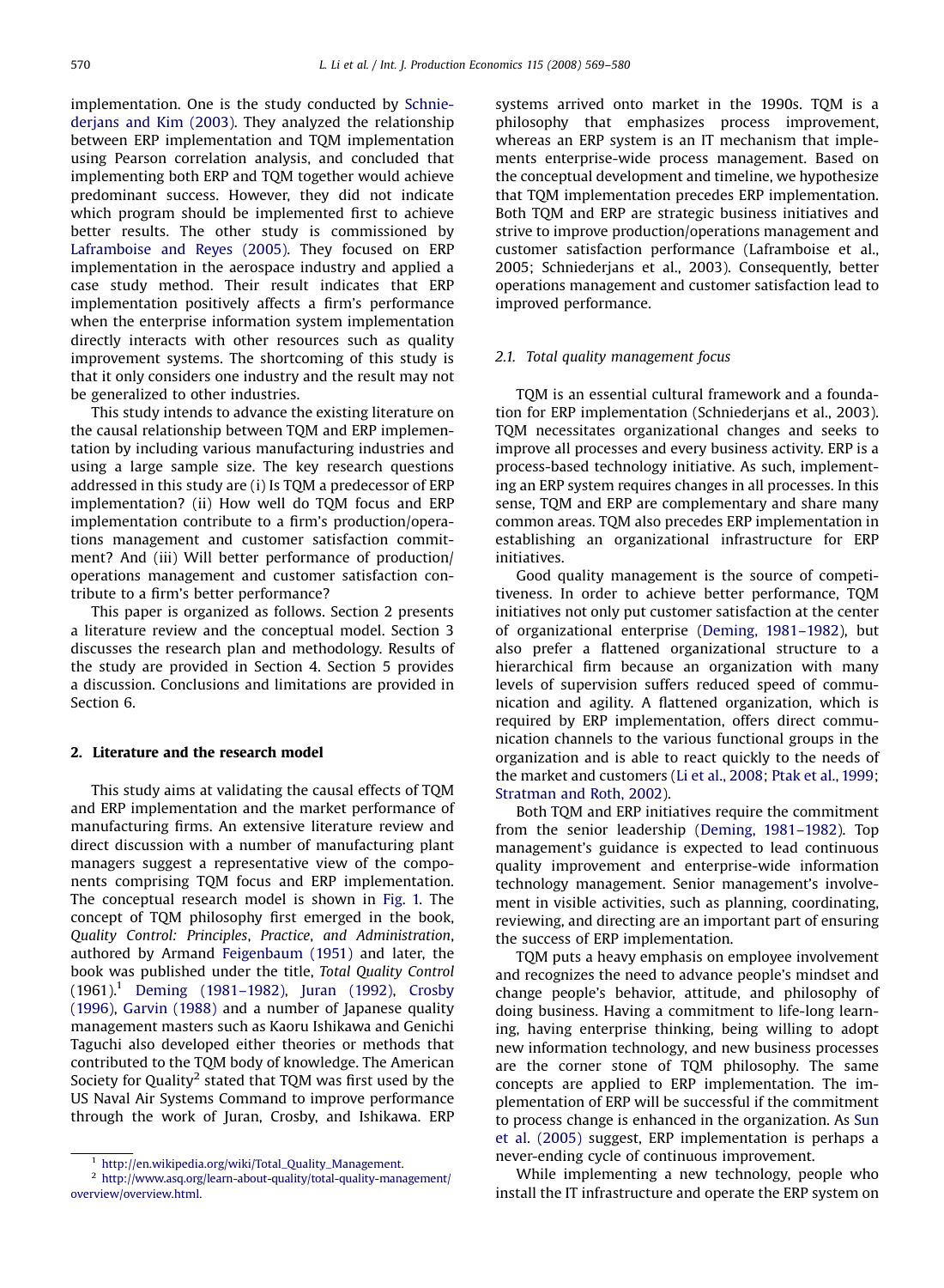implementation. One is the study conducted by Schniederjans and Kim (2003). They analyzed the relationship between ERP implementation and TQM implementation using Pearson correlation analysis, and concluded that implementing both ERP and TQM together would achieve predominant success. However, they did not indicate which program should be implemented first to achieve better results. The other study is commissioned by Laframboise and Reyes (2005). They focused on ERP implementation in the aerospace industry and applied a case study method. Their result indicates that ERP implementation positively affects a firm's performance when the enterprise information system implementation directly interacts with other resources such as quality improvement systems. The shortcoming of this study is that it only considers one industry and the result may not be generalized to other industries.

This study intends to advance the existing literature on the causal relationship between TQM and ERP implementation by including various manufacturing industries and using a large sample size. The key research questions addressed in this study are (i) Is TQM a predecessor of ERP implementation? (ii) How well do TQM focus and ERP implementation contribute to a firm's production/operations management and customer satisfaction commitment? And (iii) Will better performance of production/operations management and customer satisfaction contribute to a firm's better performance?

This paper is organized as follows. Section 2 presents a literature review and the conceptual model. Section 3 discusses the research plan and methodology. Results of the study are provided in Section 4. Section 5 provides a discussion. Conclusions and limitations are provided in Section 6.

## 2. Literature and the research model

This study aims at validating the causal effects of TQM and ERP implementation and the market performance of manufacturing firms. An extensive literature review and direct discussion with a number of manufacturing plant managers suggest a representative view of the components comprising TQM focus and ERP implementation. The conceptual research model is shown in Fig. 1. The concept of TQM philosophy first emerged in the book, *Quality Control: Principles, Practice, and Administration*, authored by Armand Feigenbaum (1951) and later, the book was published under the title, *Total Quality Control* (1961).[1] Deming (1981–1982), Juran (1992), Crosby (1996), Garvin (1988) and a number of Japanese quality management masters such as Kaoru Ishikawa and Genichi Taguchi also developed either theories or methods that contributed to the TQM body of knowledge. The American Society for Quality[2] stated that TQM was first used by the US Naval Air Systems Command to improve performance through the work of Juran, Crosby, and Ishikawa. ERP systems arrived onto market in the 1990s. TQM is a philosophy that emphasizes process improvement, whereas an ERP system is an IT mechanism that implements enterprise-wide process management. Based on the conceptual development and timeline, we hypothesize that TQM implementation precedes ERP implementation. Both TQM and ERP are strategic business initiatives and strive to improve production/operations management and customer satisfaction performance (Laframboise et al., 2005; Schniederjans et al., 2003). Consequently, better operations management and customer satisfaction lead to improved performance.

### 2.1. Total quality management focus

TQM is an essential cultural framework and a foundation for ERP implementation (Schniederjans et al., 2003). TQM necessitates organizational changes and seeks to improve all processes and every business activity. ERP is a process-based technology initiative. As such, implementing an ERP system requires changes in all processes. In this sense, TQM and ERP are complementary and share many common areas. TQM also precedes ERP implementation in establishing an organizational infrastructure for ERP initiatives.

Good quality management is the source of competitiveness. In order to achieve better performance, TQM initiatives not only put customer satisfaction at the center of organizational enterprise (Deming, 1981–1982), but also prefer a flattened organizational structure to a hierarchical firm because an organization with many levels of supervision suffers reduced speed of communication and agility. A flattened organization, which is required by ERP implementation, offers direct communication channels to the various functional groups in the organization and is able to react quickly to the needs of the market and customers (Li et al., 2008; Ptak et al., 1999; Stratman and Roth, 2002).

Both TQM and ERP initiatives require the commitment from the senior leadership (Deming, 1981–1982). Top management's guidance is expected to lead continuous quality improvement and enterprise-wide information technology management. Senior management's involvement in visible activities, such as planning, coordinating, reviewing, and directing are an important part of ensuring the success of ERP implementation.

TQM puts a heavy emphasis on employee involvement and recognizes the need to advance people's mindset and change people's behavior, attitude, and philosophy of doing business. Having a commitment to life-long learning, having enterprise thinking, being willing to adopt new information technology, and new business processes are the corner stone of TQM philosophy. The same concepts are applied to ERP implementation. The implementation of ERP will be successful if the commitment to process change is enhanced in the organization. As Sun et al. (2005) suggest, ERP implementation is perhaps a never-ending cycle of continuous improvement.

While implementing a new technology, people who install the IT infrastructure and operate the ERP system on

[1] http://en.wikipedia.org/wiki/Total_Quality_Management.

[2] http://www.asq.org/learn-about-quality/total-quality-management/overview/overview.html.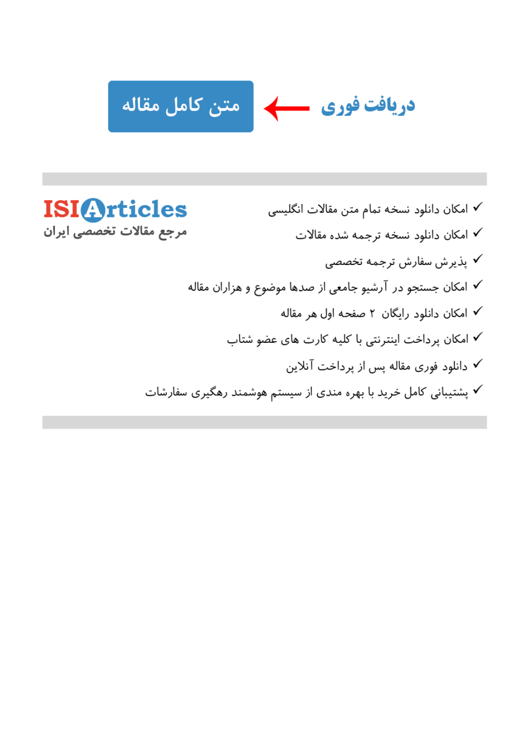دریافت فوری ← **متن کامل مقاله**

**ISIArticles**
مرجع مقالات تخصصی ایران

- ✓ امکان دانلود نسخه تمام متن مقالات انگلیسی
- ✓ امکان دانلود نسخه ترجمه شده مقالات
- ✓ پذیرش سفارش ترجمه تخصصی
- ✓ امکان جستجو در آرشیو جامعی از صدها موضوع و هزاران مقاله
- ✓ امکان دانلود رایگان ۲ صفحه اول هر مقاله
- ✓ امکان پرداخت اینترنتی با کلیه کارت های عضو شتاب
- ✓ دانلود فوری مقاله پس از پرداخت آنلاین
- ✓ پشتیبانی کامل خرید با بهره مندی از سیستم هوشمند رهگیری سفارشات